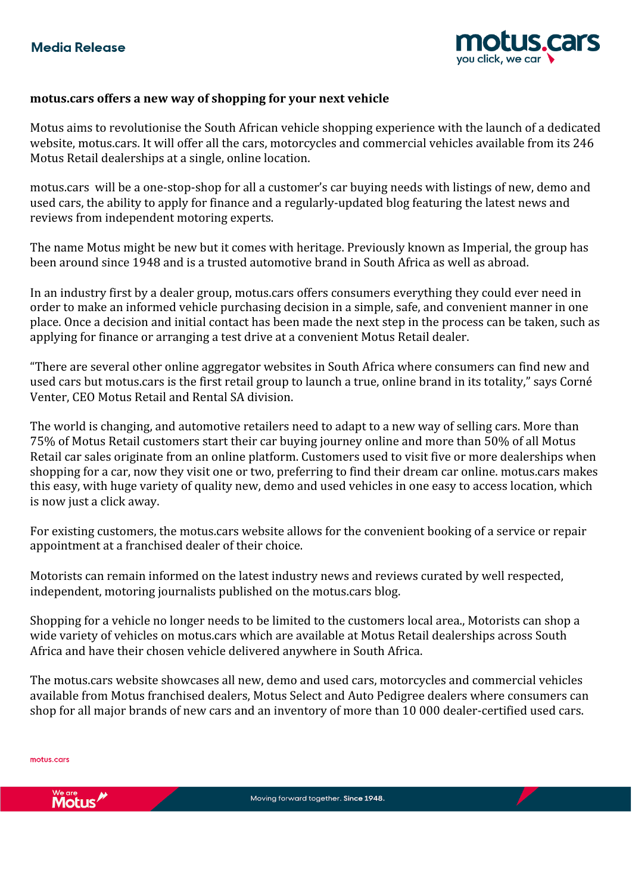Media Release

**motus.cars offers a new way of shopping for your next vehicle**

Motus aims to revolutionise the South African vehicle shopping experience with the launch of a dedicated website, motus.cars. It will offer all the cars, motorcycles and commercial vehicles available from its 246 Motus Retail dealerships at a single, online location.

motus.cars will be a one-stop-shop for all a customer's car buying needs with listings of new, demo and used cars, the ability to apply for finance and a regularly-updated blog featuring the latest news and reviews from independent motoring experts.

The name Motus might be new but it comes with heritage. Previously known as Imperial, the group has been around since 1948 and is a trusted automotive brand in South Africa as well as abroad.

In an industry first by a dealer group, motus.cars offers consumers everything they could ever need in order to make an informed vehicle purchasing decision in a simple, safe, and convenient manner in one place. Once a decision and initial contact has been made the next step in the process can be taken, such as applying for finance or arranging a test drive at a convenient Motus Retail dealer.

"There are several other online aggregator websites in South Africa where consumers can find new and used cars but motus.cars is the first retail group to launch a true, online brand in its totality," says Corné Venter, CEO Motus Retail and Rental SA division.

The world is changing, and automotive retailers need to adapt to a new way of selling cars. More than 75% of Motus Retail customers start their car buying journey online and more than 50% of all Motus Retail car sales originate from an online platform. Customers used to visit five or more dealerships when shopping for a car, now they visit one or two, preferring to find their dream car online. motus.cars makes this easy, with huge variety of quality new, demo and used vehicles in one easy to access location, which is now just a click away.

For existing customers, the motus.cars website allows for the convenient booking of a service or repair appointment at a franchised dealer of their choice.

Motorists can remain informed on the latest industry news and reviews curated by well respected, independent, motoring journalists published on the motus.cars blog.

Shopping for a vehicle no longer needs to be limited to the customers local area., Motorists can shop a wide variety of vehicles on motus.cars which are available at Motus Retail dealerships across South Africa and have their chosen vehicle delivered anywhere in South Africa.

The motus.cars website showcases all new, demo and used cars, motorcycles and commercial vehicles available from Motus franchised dealers, Motus Select and Auto Pedigree dealers where consumers can shop for all major brands of new cars and an inventory of more than 10 000 dealer-certified used cars.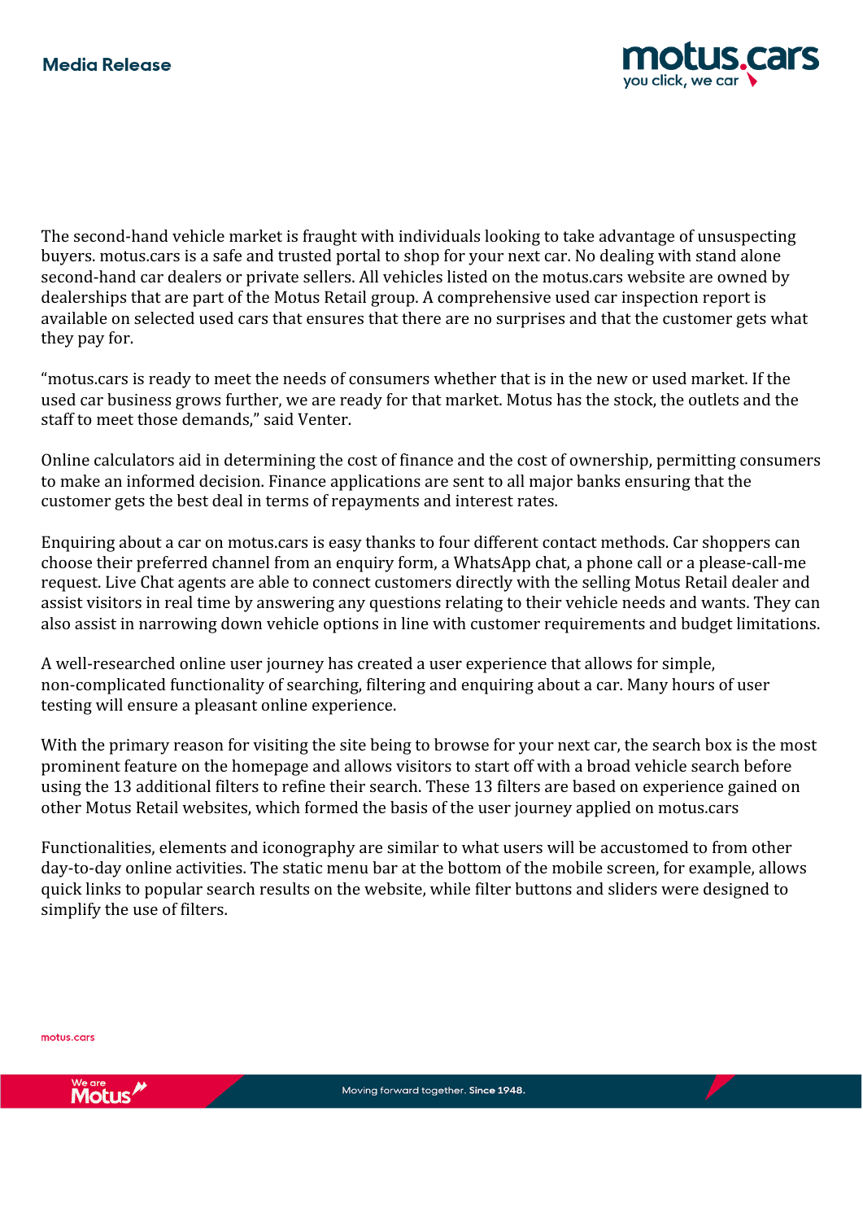The second-hand vehicle market is fraught with individuals looking to take advantage of unsuspecting buyers. motus.cars is a safe and trusted portal to shop for your next car. No dealing with stand alone second-hand car dealers or private sellers. All vehicles listed on the motus.cars website are owned by dealerships that are part of the Motus Retail group. A comprehensive used car inspection report is available on selected used cars that ensures that there are no surprises and that the customer gets what they pay for.

"motus.cars is ready to meet the needs of consumers whether that is in the new or used market. If the used car business grows further, we are ready for that market. Motus has the stock, the outlets and the staff to meet those demands," said Venter.

Online calculators aid in determining the cost of finance and the cost of ownership, permitting consumers to make an informed decision. Finance applications are sent to all major banks ensuring that the customer gets the best deal in terms of repayments and interest rates.

Enquiring about a car on motus.cars is easy thanks to four different contact methods. Car shoppers can choose their preferred channel from an enquiry form, a WhatsApp chat, a phone call or a please-call-me request. Live Chat agents are able to connect customers directly with the selling Motus Retail dealer and assist visitors in real time by answering any questions relating to their vehicle needs and wants. They can also assist in narrowing down vehicle options in line with customer requirements and budget limitations.

A well-researched online user journey has created a user experience that allows for simple, non-complicated functionality of searching, filtering and enquiring about a car. Many hours of user testing will ensure a pleasant online experience.

With the primary reason for visiting the site being to browse for your next car, the search box is the most prominent feature on the homepage and allows visitors to start off with a broad vehicle search before using the 13 additional filters to refine their search. These 13 filters are based on experience gained on other Motus Retail websites, which formed the basis of the user journey applied on motus.cars

Functionalities, elements and iconography are similar to what users will be accustomed to from other day-to-day online activities. The static menu bar at the bottom of the mobile screen, for example, allows quick links to popular search results on the website, while filter buttons and sliders were designed to simplify the use of filters.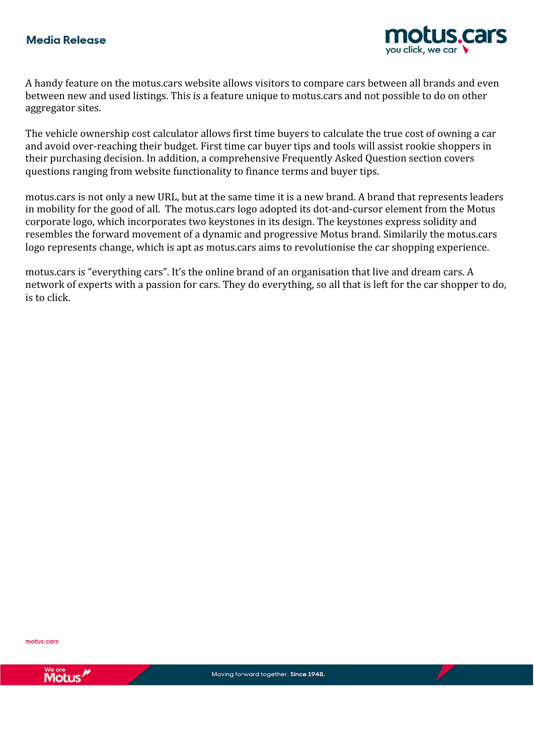A handy feature on the motus.cars website allows visitors to compare cars between all brands and even between new and used listings. This is a feature unique to motus.cars and not possible to do on other aggregator sites.

The vehicle ownership cost calculator allows first time buyers to calculate the true cost of owning a car and avoid over-reaching their budget. First time car buyer tips and tools will assist rookie shoppers in their purchasing decision. In addition, a comprehensive Frequently Asked Question section covers questions ranging from website functionality to finance terms and buyer tips.

motus.cars is not only a new URL, but at the same time it is a new brand. A brand that represents leaders in mobility for the good of all.  The motus.cars logo adopted its dot-and-cursor element from the Motus corporate logo, which incorporates two keystones in its design. The keystones express solidity and resembles the forward movement of a dynamic and progressive Motus brand. Similarly the motus.cars logo represents change, which is apt as motus.cars aims to revolutionise the car shopping experience.

motus.cars is "everything cars". It's the online brand of an organisation that live and dream cars. A network of experts with a passion for cars. They do everything, so all that is left for the car shopper to do, is to click.